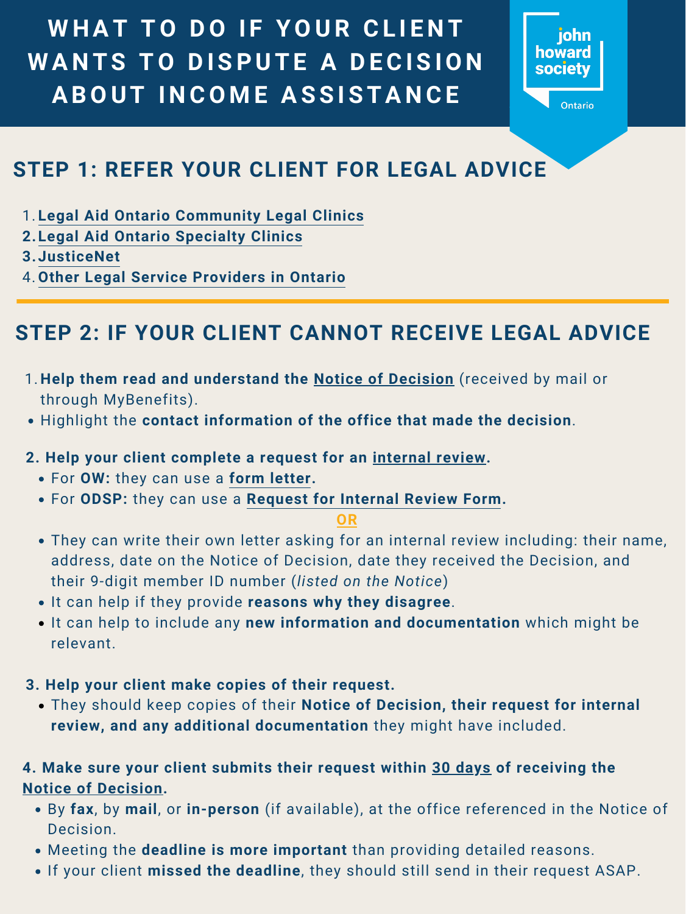# WHAT TO DO IF YOUR CLIENT WANTS TO DISPUTE A DECISION ABOUT INCOME ASSISTANCE

john howard society

Ontario

## STEP 1: REFER YOUR CLIENT FOR LEGAL ADVICE

1. **Legal Aid Ontario Community Legal Clinics**
2. **Legal Aid Ontario Specialty Clinics**
3. **JusticeNet**
4. **Other Legal Service Providers in Ontario**

## STEP 2: IF YOUR CLIENT CANNOT RECEIVE LEGAL ADVICE

1. **Help them read and understand the Notice of Decision** (received by mail or through MyBenefits).
   - Highlight the **contact information of the office that made the decision**.

2. **Help your client complete a request for an internal review.**
   - For **OW:** they can use a **form letter.**
   - For **ODSP:** they can use a **Request for Internal Review Form.**

   **OR**

   - They can write their own letter asking for an internal review including: their name, address, date on the Notice of Decision, date they received the Decision, and their 9-digit member ID number (*listed on the Notice*)
   - It can help if they provide **reasons why they disagree**.
   - It can help to include any **new information and documentation** which might be relevant.

3. **Help your client make copies of their request.**
   - They should keep copies of their **Notice of Decision, their request for internal review, and any additional documentation** they might have included.

4. **Make sure your client submits their request within 30 days of receiving the Notice of Decision.**
   - By **fax**, by **mail**, or **in-person** (if available), at the office referenced in the Notice of Decision.
   - Meeting the **deadline is more important** than providing detailed reasons.
   - If your client **missed the deadline**, they should still send in their request ASAP.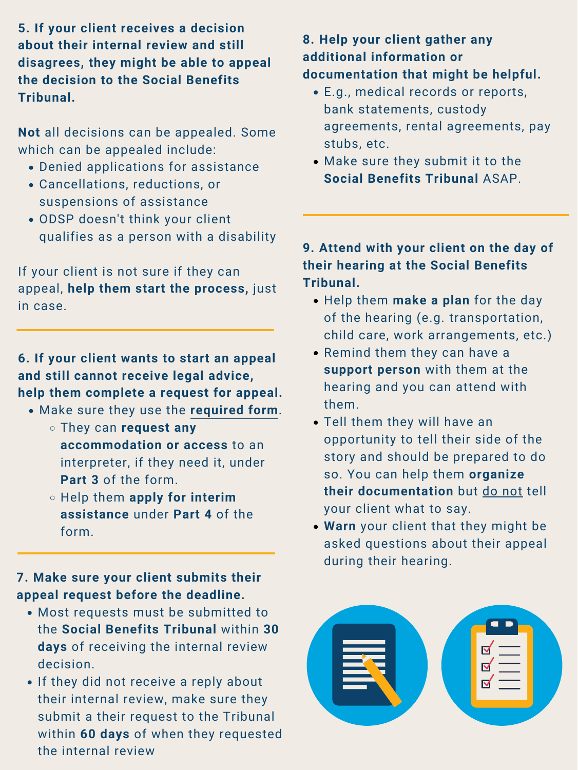**5. If your client receives a decision about their internal review and still disagrees, they might be able to appeal the decision to the Social Benefits Tribunal.**

**Not** all decisions can be appealed. Some which can be appealed include:

- Denied applications for assistance
- Cancellations, reductions, or suspensions of assistance
- ODSP doesn't think your client qualifies as a person with a disability

If your client is not sure if they can appeal, **help them start the process,** just in case.

---

**6. If your client wants to start an appeal and still cannot receive legal advice, help them complete a request for appeal.**

- Make sure they use the **required form**.
  - They can **request any accommodation or access** to an interpreter, if they need it, under **Part 3** of the form.
  - Help them **apply for interim assistance** under **Part 4** of the form.

---

**7. Make sure your client submits their appeal request before the deadline.**

- Most requests must be submitted to the **Social Benefits Tribunal** within **30 days** of receiving the internal review decision.
- If they did not receive a reply about their internal review, make sure they submit a their request to the Tribunal within **60 days** of when they requested the internal review

---

**8. Help your client gather any additional information or documentation that might be helpful.**

- E.g., medical records or reports, bank statements, custody agreements, rental agreements, pay stubs, etc.
- Make sure they submit it to the **Social Benefits Tribunal** ASAP.

---

**9. Attend with your client on the day of their hearing at the Social Benefits Tribunal.**

- Help them **make a plan** for the day of the hearing (e.g. transportation, child care, work arrangements, etc.)
- Remind them they can have a **support person** with them at the hearing and you can attend with them.
- Tell them they will have an opportunity to tell their side of the story and should be prepared to do so. You can help them **organize their documentation** but do not tell your client what to say.
- **Warn** your client that they might be asked questions about their appeal during their hearing.